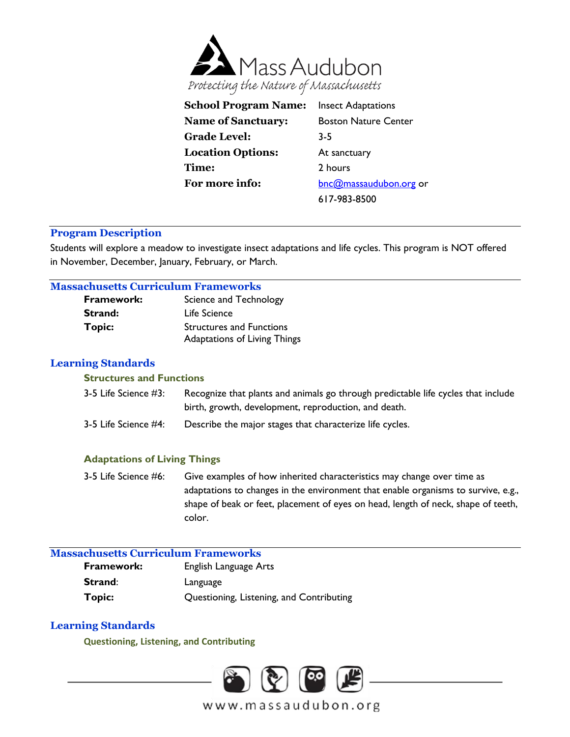Mass Audubon

*Protecting the Nature of Massachusetts*

| | |
|---|---|
| **School Program Name:** | Insect Adaptations |
| **Name of Sanctuary:** | Boston Nature Center |
| **Grade Level:** | 3-5 |
| **Location Options:** | At sanctuary |
| **Time:** | 2 hours |
| **For more info:** | bnc@massaudubon.org or 617-983-8500 |

## Program Description

Students will explore a meadow to investigate insect adaptations and life cycles. This program is NOT offered in November, December, January, February, or March.

## Massachusetts Curriculum Frameworks

| | |
|---|---|
| **Framework:** | Science and Technology |
| **Strand:** | Life Science |
| **Topic:** | Structures and Functions<br>Adaptations of Living Things |

## Learning Standards

### Structures and Functions

| | |
|---|---|
| 3-5 Life Science #3: | Recognize that plants and animals go through predictable life cycles that include birth, growth, development, reproduction, and death. |
| 3-5 Life Science #4: | Describe the major stages that characterize life cycles. |

### Adaptations of Living Things

| | |
|---|---|
| 3-5 Life Science #6: | Give examples of how inherited characteristics may change over time as adaptations to changes in the environment that enable organisms to survive, e.g., shape of beak or feet, placement of eyes on head, length of neck, shape of teeth, color. |

## Massachusetts Curriculum Frameworks

| | |
|---|---|
| **Framework:** | English Language Arts |
| **Strand:** | Language |
| **Topic:** | Questioning, Listening, and Contributing |

## Learning Standards

### Questioning, Listening, and Contributing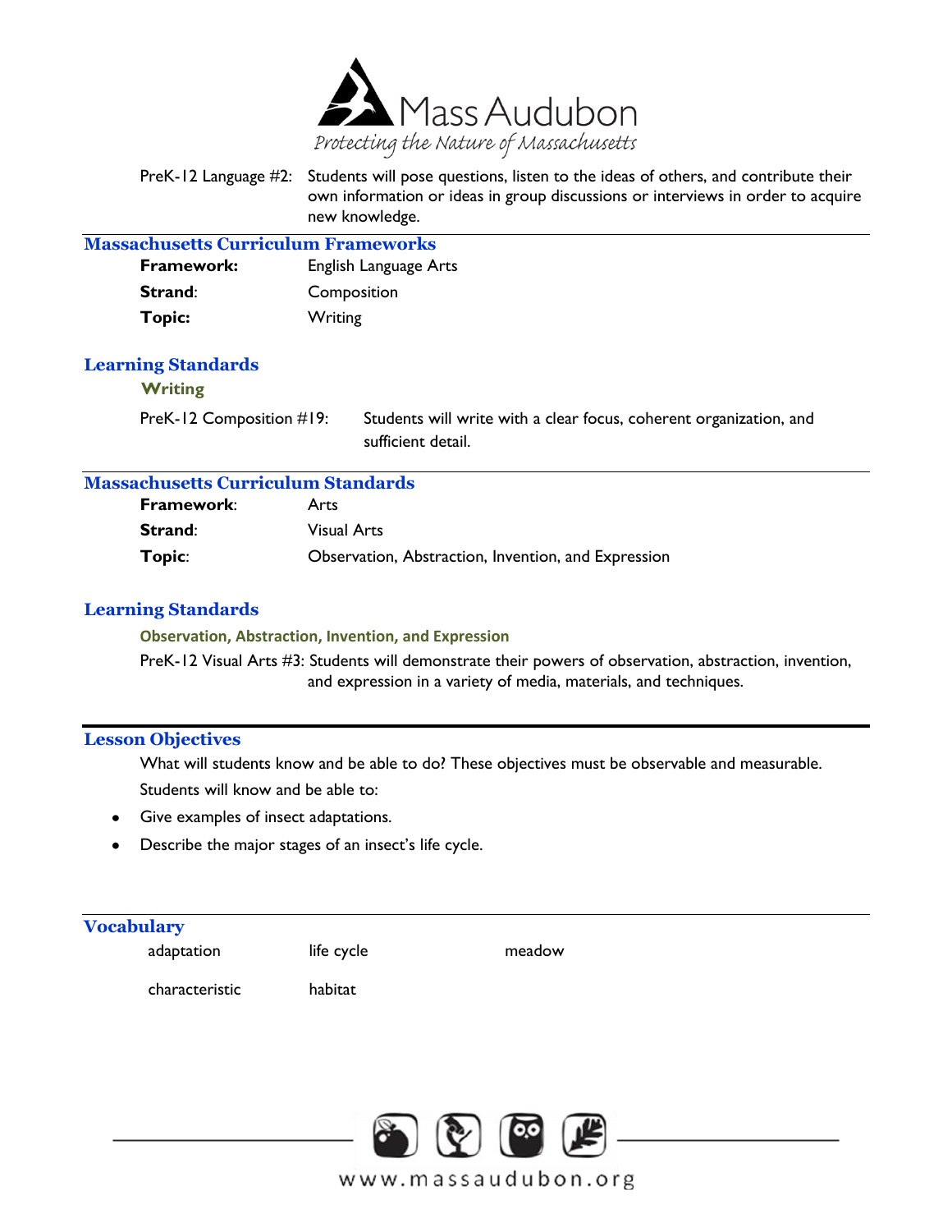PreK-12 Language #2: Students will pose questions, listen to the ideas of others, and contribute their own information or ideas in group discussions or interviews in order to acquire new knowledge.

## Massachusetts Curriculum Frameworks

**Framework:** English Language Arts

**Strand**: Composition

**Topic:** Writing

## Learning Standards

### Writing

PreK-12 Composition #19: Students will write with a clear focus, coherent organization, and sufficient detail.

## Massachusetts Curriculum Standards

**Framework**: Arts

**Strand**: Visual Arts

**Topic**: Observation, Abstraction, Invention, and Expression

## Learning Standards

### Observation, Abstraction, Invention, and Expression

PreK-12 Visual Arts #3: Students will demonstrate their powers of observation, abstraction, invention, and expression in a variety of media, materials, and techniques.

## Lesson Objectives

What will students know and be able to do? These objectives must be observable and measurable.

Students will know and be able to:

- Give examples of insect adaptations.
- Describe the major stages of an insect's life cycle.

## Vocabulary

| | | |
|---|---|---|
| adaptation | life cycle | meadow |
| characteristic | habitat | |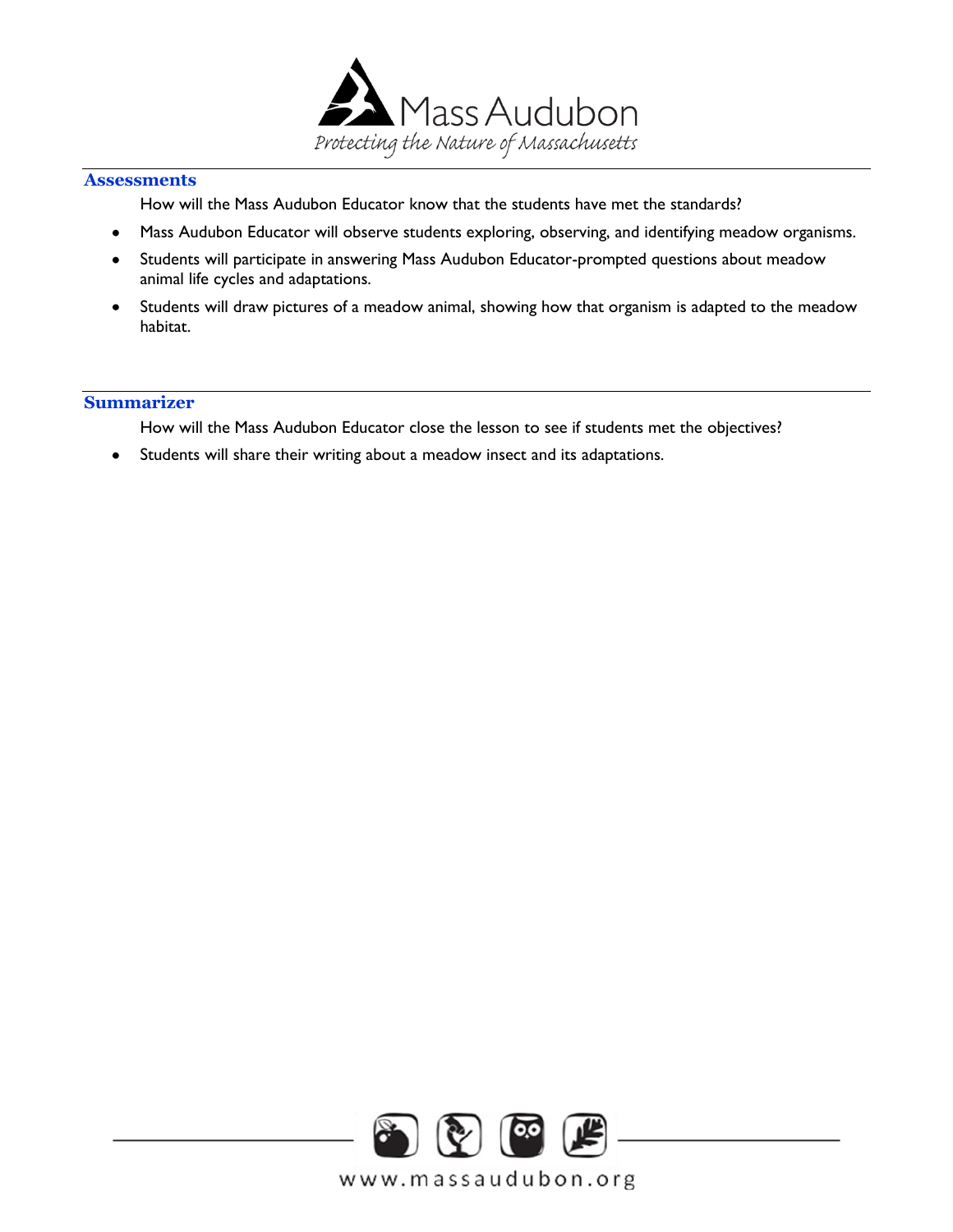## Assessments

How will the Mass Audubon Educator know that the students have met the standards?

- Mass Audubon Educator will observe students exploring, observing, and identifying meadow organisms.
- Students will participate in answering Mass Audubon Educator-prompted questions about meadow animal life cycles and adaptations.
- Students will draw pictures of a meadow animal, showing how that organism is adapted to the meadow habitat.

## Summarizer

How will the Mass Audubon Educator close the lesson to see if students met the objectives?

- Students will share their writing about a meadow insect and its adaptations.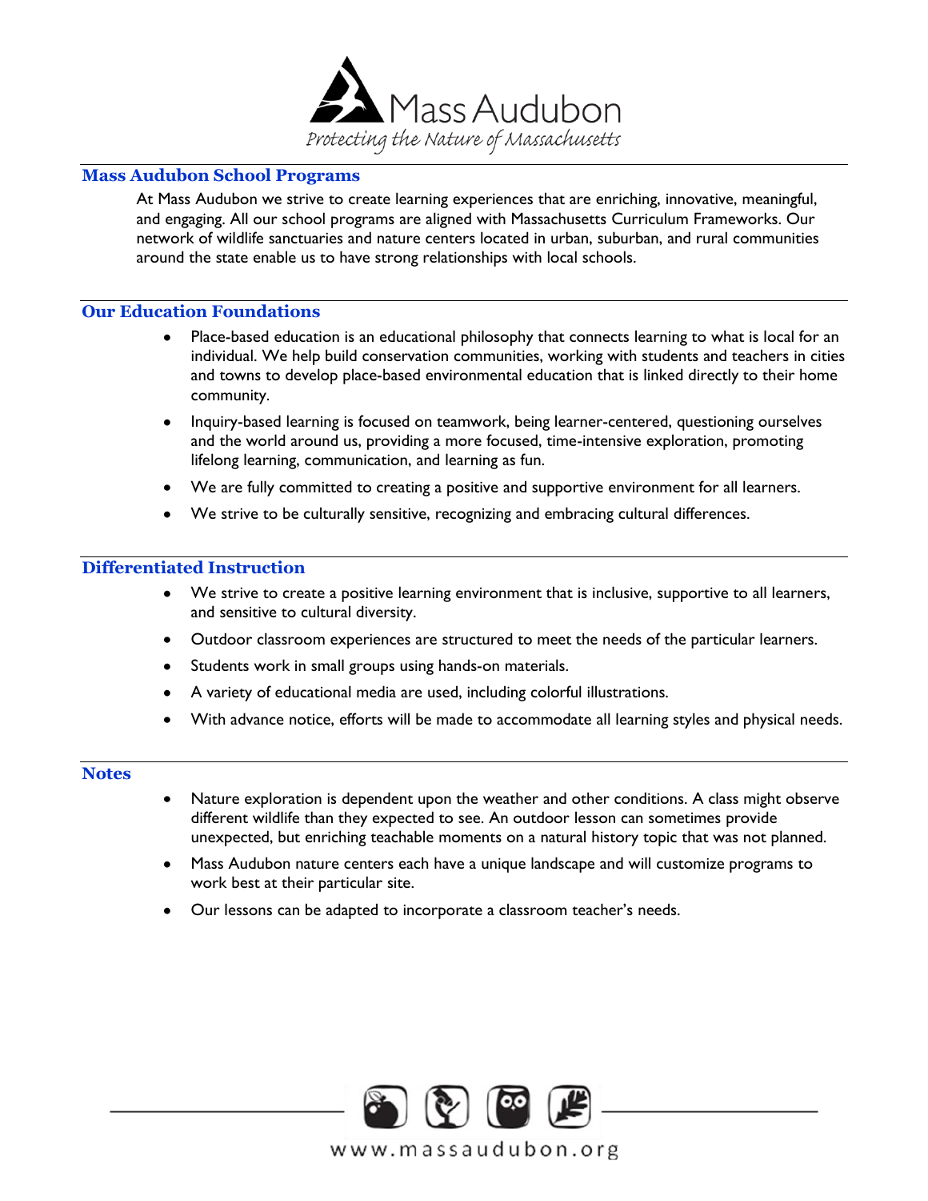# Mass Audubon

*Protecting the Nature of Massachusetts*

## Mass Audubon School Programs

At Mass Audubon we strive to create learning experiences that are enriching, innovative, meaningful, and engaging. All our school programs are aligned with Massachusetts Curriculum Frameworks. Our network of wildlife sanctuaries and nature centers located in urban, suburban, and rural communities around the state enable us to have strong relationships with local schools.

## Our Education Foundations

- Place-based education is an educational philosophy that connects learning to what is local for an individual. We help build conservation communities, working with students and teachers in cities and towns to develop place-based environmental education that is linked directly to their home community.
- Inquiry-based learning is focused on teamwork, being learner-centered, questioning ourselves and the world around us, providing a more focused, time-intensive exploration, promoting lifelong learning, communication, and learning as fun.
- We are fully committed to creating a positive and supportive environment for all learners.
- We strive to be culturally sensitive, recognizing and embracing cultural differences.

## Differentiated Instruction

- We strive to create a positive learning environment that is inclusive, supportive to all learners, and sensitive to cultural diversity.
- Outdoor classroom experiences are structured to meet the needs of the particular learners.
- Students work in small groups using hands-on materials.
- A variety of educational media are used, including colorful illustrations.
- With advance notice, efforts will be made to accommodate all learning styles and physical needs.

## Notes

- Nature exploration is dependent upon the weather and other conditions. A class might observe different wildlife than they expected to see. An outdoor lesson can sometimes provide unexpected, but enriching teachable moments on a natural history topic that was not planned.
- Mass Audubon nature centers each have a unique landscape and will customize programs to work best at their particular site.
- Our lessons can be adapted to incorporate a classroom teacher's needs.

www.massaudubon.org